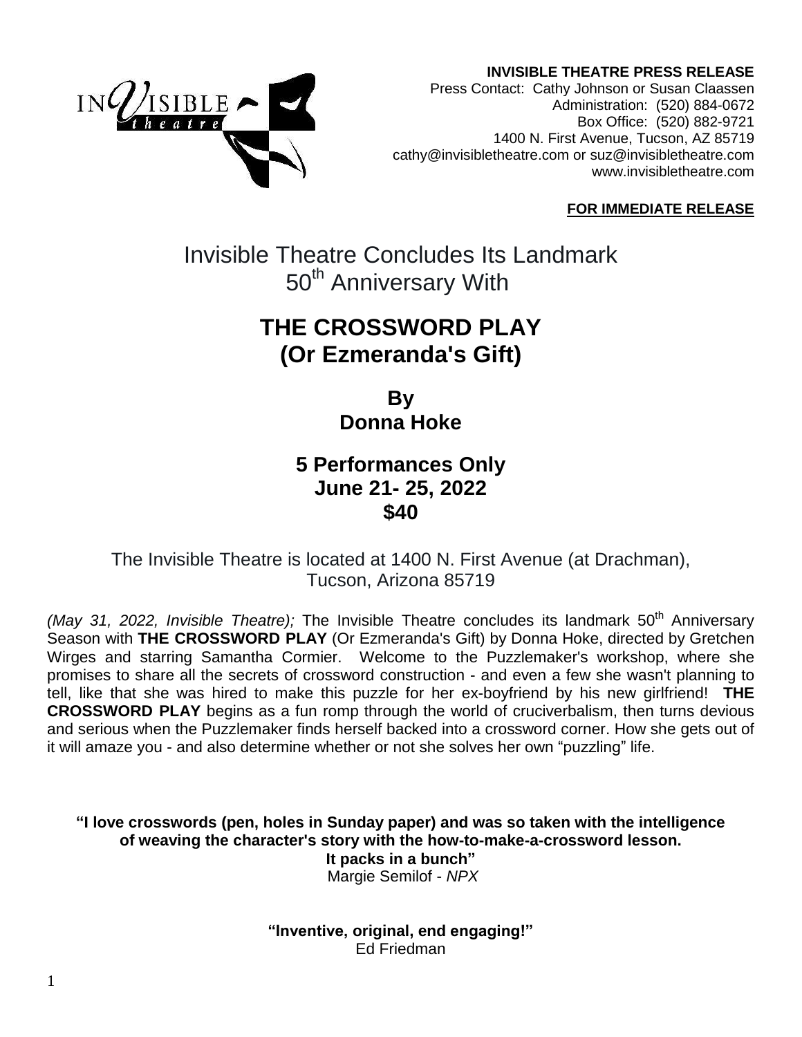**INVISIBLE THEATRE PRESS RELEASE**
Press Contact: Cathy Johnson or Susan Claassen
Administration: (520) 884-0672
Box Office: (520) 882-9721
1400 N. First Avenue, Tucson, AZ 85719
cathy@invisibletheatre.com or suz@invisibletheatre.com
www.invisibletheatre.com

**FOR IMMEDIATE RELEASE**

# Invisible Theatre Concludes Its Landmark 50th Anniversary With

# THE CROSSWORD PLAY (Or Ezmeranda's Gift)

## By Donna Hoke

## 5 Performances Only June 21- 25, 2022 $40

The Invisible Theatre is located at 1400 N. First Avenue (at Drachman), Tucson, Arizona 85719

*(May 31, 2022, Invisible Theatre);* The Invisible Theatre concludes its landmark 50th Anniversary Season with **THE CROSSWORD PLAY** (Or Ezmeranda's Gift) by Donna Hoke, directed by Gretchen Wirges and starring Samantha Cormier. Welcome to the Puzzlemaker's workshop, where she promises to share all the secrets of crossword construction - and even a few she wasn't planning to tell, like that she was hired to make this puzzle for her ex-boyfriend by his new girlfriend! **THE CROSSWORD PLAY** begins as a fun romp through the world of cruciverbalism, then turns devious and serious when the Puzzlemaker finds herself backed into a crossword corner. How she gets out of it will amaze you - and also determine whether or not she solves her own "puzzling" life.

**"I love crosswords (pen, holes in Sunday paper) and was so taken with the intelligence of weaving the character's story with the how-to-make-a-crossword lesson. It packs in a bunch"**
Margie Semilof - *NPX*

**"Inventive, original, end engaging!"**
Ed Friedman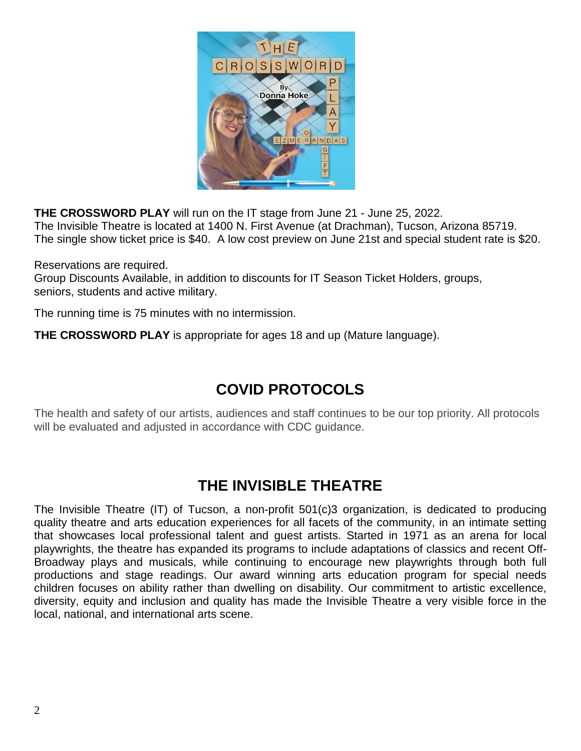**THE CROSSWORD PLAY** will run on the IT stage from June 21 - June 25, 2022.
The Invisible Theatre is located at 1400 N. First Avenue (at Drachman), Tucson, Arizona 85719.
The single show ticket price is $40. A low cost preview on June 21st and special student rate is $20.

Reservations are required.
Group Discounts Available, in addition to discounts for IT Season Ticket Holders, groups, seniors, students and active military.

The running time is 75 minutes with no intermission.

**THE CROSSWORD PLAY** is appropriate for ages 18 and up (Mature language).

## COVID PROTOCOLS

The health and safety of our artists, audiences and staff continues to be our top priority. All protocols will be evaluated and adjusted in accordance with CDC guidance.

## THE INVISIBLE THEATRE

The Invisible Theatre (IT) of Tucson, a non-profit 501(c)3 organization, is dedicated to producing quality theatre and arts education experiences for all facets of the community, in an intimate setting that showcases local professional talent and guest artists. Started in 1971 as an arena for local playwrights, the theatre has expanded its programs to include adaptations of classics and recent Off-Broadway plays and musicals, while continuing to encourage new playwrights through both full productions and stage readings. Our award winning arts education program for special needs children focuses on ability rather than dwelling on disability. Our commitment to artistic excellence, diversity, equity and inclusion and quality has made the Invisible Theatre a very visible force in the local, national, and international arts scene.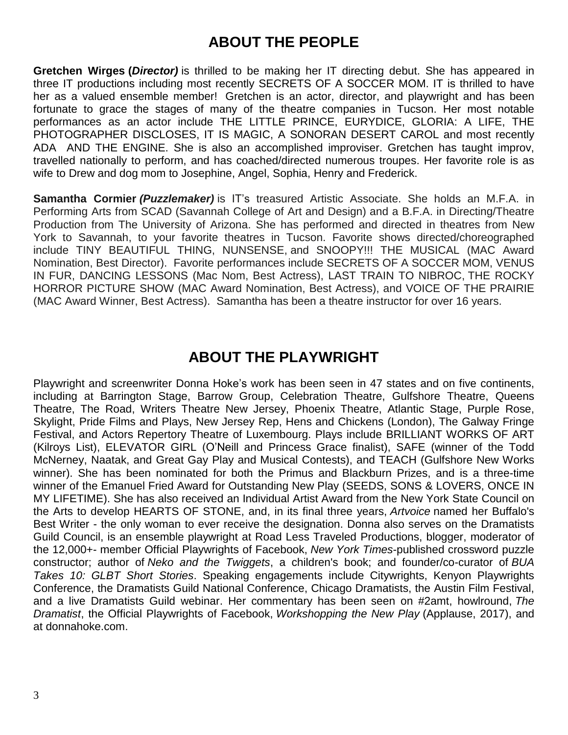## ABOUT THE PEOPLE

**Gretchen Wirges (*Director)*** is thrilled to be making her IT directing debut. She has appeared in three IT productions including most recently SECRETS OF A SOCCER MOM. IT is thrilled to have her as a valued ensemble member! Gretchen is an actor, director, and playwright and has been fortunate to grace the stages of many of the theatre companies in Tucson. Her most notable performances as an actor include THE LITTLE PRINCE, EURYDICE, GLORIA: A LIFE, THE PHOTOGRAPHER DISCLOSES, IT IS MAGIC, A SONORAN DESERT CAROL and most recently ADA AND THE ENGINE. She is also an accomplished improviser. Gretchen has taught improv, travelled nationally to perform, and has coached/directed numerous troupes. Her favorite role is as wife to Drew and dog mom to Josephine, Angel, Sophia, Henry and Frederick.

**Samantha Cormier *(Puzzlemaker)*** is IT's treasured Artistic Associate. She holds an M.F.A. in Performing Arts from SCAD (Savannah College of Art and Design) and a B.F.A. in Directing/Theatre Production from The University of Arizona. She has performed and directed in theatres from New York to Savannah, to your favorite theatres in Tucson. Favorite shows directed/choreographed include TINY BEAUTIFUL THING, NUNSENSE, and SNOOPY!!! THE MUSICAL (MAC Award Nomination, Best Director). Favorite performances include SECRETS OF A SOCCER MOM, VENUS IN FUR, DANCING LESSONS (Mac Nom, Best Actress), LAST TRAIN TO NIBROC, THE ROCKY HORROR PICTURE SHOW (MAC Award Nomination, Best Actress), and VOICE OF THE PRAIRIE (MAC Award Winner, Best Actress). Samantha has been a theatre instructor for over 16 years.

## ABOUT THE PLAYWRIGHT

Playwright and screenwriter Donna Hoke's work has been seen in 47 states and on five continents, including at Barrington Stage, Barrow Group, Celebration Theatre, Gulfshore Theatre, Queens Theatre, The Road, Writers Theatre New Jersey, Phoenix Theatre, Atlantic Stage, Purple Rose, Skylight, Pride Films and Plays, New Jersey Rep, Hens and Chickens (London), The Galway Fringe Festival, and Actors Repertory Theatre of Luxembourg. Plays include BRILLIANT WORKS OF ART (Kilroys List), ELEVATOR GIRL (O'Neill and Princess Grace finalist), SAFE (winner of the Todd McNerney, Naatak, and Great Gay Play and Musical Contests), and TEACH (Gulfshore New Works winner). She has been nominated for both the Primus and Blackburn Prizes, and is a three-time winner of the Emanuel Fried Award for Outstanding New Play (SEEDS, SONS & LOVERS, ONCE IN MY LIFETIME). She has also received an Individual Artist Award from the New York State Council on the Arts to develop HEARTS OF STONE, and, in its final three years, *Artvoice* named her Buffalo's Best Writer - the only woman to ever receive the designation. Donna also serves on the Dramatists Guild Council, is an ensemble playwright at Road Less Traveled Productions, blogger, moderator of the 12,000+- member Official Playwrights of Facebook, *New York Times*-published crossword puzzle constructor; author of *Neko and the Twiggets*, a children's book; and founder/co-curator of *BUA Takes 10: GLBT Short Stories*. Speaking engagements include Citywrights, Kenyon Playwrights Conference, the Dramatists Guild National Conference, Chicago Dramatists, the Austin Film Festival, and a live Dramatists Guild webinar. Her commentary has been seen on #2amt, howlround, *The Dramatist*, the Official Playwrights of Facebook, *Workshopping the New Play* (Applause, 2017), and at donnahoke.com.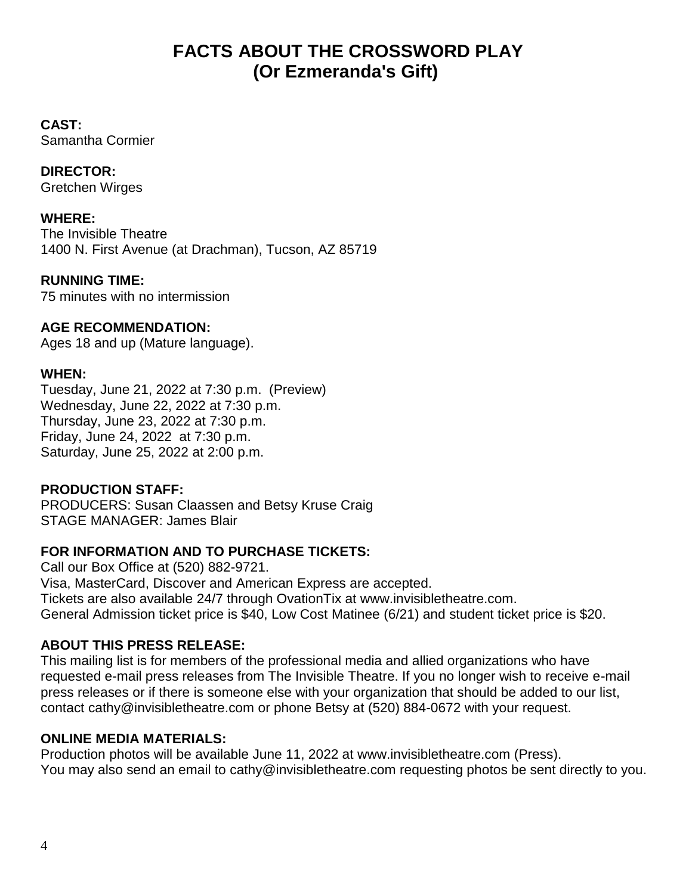# FACTS ABOUT THE CROSSWORD PLAY
## (Or Ezmeranda's Gift)

**CAST:**
Samantha Cormier

**DIRECTOR:**
Gretchen Wirges

**WHERE:**
The Invisible Theatre
1400 N. First Avenue (at Drachman), Tucson, AZ 85719

**RUNNING TIME:**
75 minutes with no intermission

**AGE RECOMMENDATION:**
Ages 18 and up (Mature language).

**WHEN:**
Tuesday, June 21, 2022 at 7:30 p.m. (Preview)
Wednesday, June 22, 2022 at 7:30 p.m.
Thursday, June 23, 2022 at 7:30 p.m.
Friday, June 24, 2022 at 7:30 p.m.
Saturday, June 25, 2022 at 2:00 p.m.

**PRODUCTION STAFF:**
PRODUCERS: Susan Claassen and Betsy Kruse Craig
STAGE MANAGER: James Blair

**FOR INFORMATION AND TO PURCHASE TICKETS:**
Call our Box Office at (520) 882-9721.
Visa, MasterCard, Discover and American Express are accepted.
Tickets are also available 24/7 through OvationTix at www.invisibletheatre.com.
General Admission ticket price is $40, Low Cost Matinee (6/21) and student ticket price is $20.

**ABOUT THIS PRESS RELEASE:**
This mailing list is for members of the professional media and allied organizations who have requested e-mail press releases from The Invisible Theatre. If you no longer wish to receive e-mail press releases or if there is someone else with your organization that should be added to our list, contact cathy@invisibletheatre.com or phone Betsy at (520) 884-0672 with your request.

**ONLINE MEDIA MATERIALS:**
Production photos will be available June 11, 2022 at www.invisibletheatre.com (Press).
You may also send an email to cathy@invisibletheatre.com requesting photos be sent directly to you.